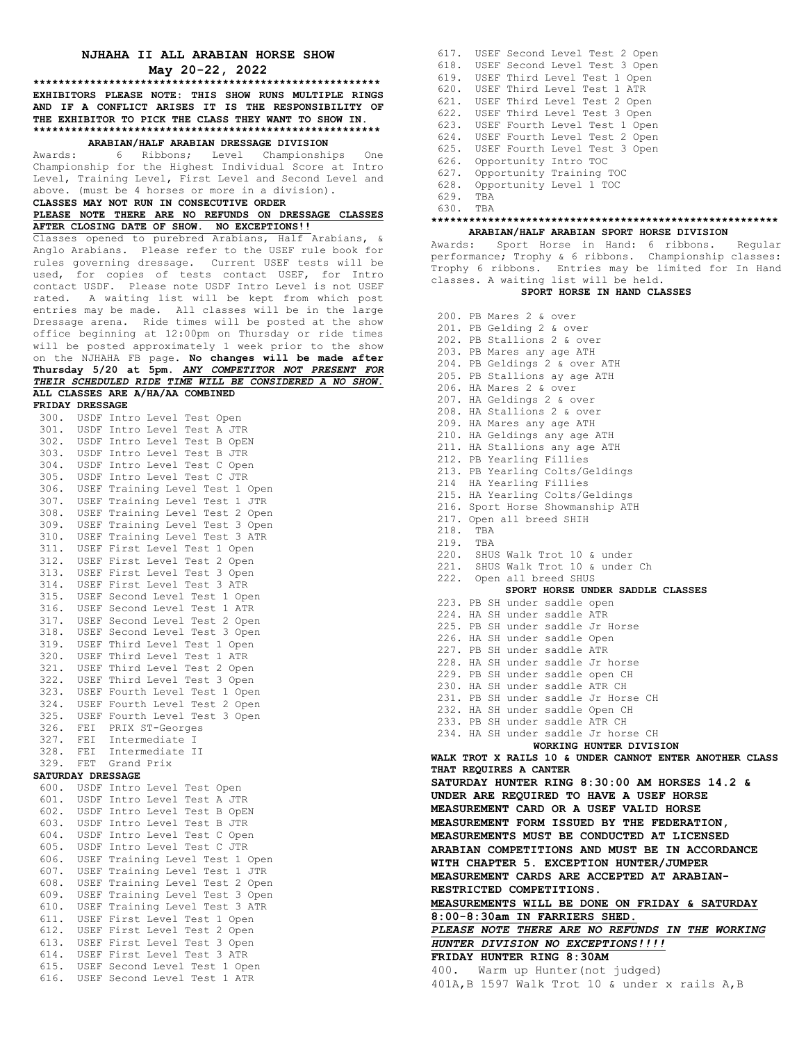# NJHAHA II ALL ARABIAN HORSE SHOW

## May 20-22, 2022

*******************************************************

**EXHIBITORS PLEASE NOTE: THIS SHOW RUNS MULTIPLE RINGS AND IF A CONFLICT ARISES IT IS THE RESPONSIBILITY OF THE EXHIBITOR TO PICK THE CLASS THEY WANT TO SHOW IN.**

*******************************************************

### ARABIAN/HALF ARABIAN DRESSAGE DIVISION

Awards: 6 Ribbons; Level Championships One Championship for the Highest Individual Score at Intro Level, Training Level, First Level and Second Level and above. (must be 4 horses or more in a division).

**CLASSES MAY NOT RUN IN CONSECUTIVE ORDER**

**PLEASE NOTE THERE ARE NO REFUNDS ON DRESSAGE CLASSES AFTER CLOSING DATE OF SHOW. NO EXCEPTIONS!!**

Classes opened to purebred Arabians, Half Arabians, & Anglo Arabians. Please refer to the USEF rule book for rules governing dressage. Current USEF tests will be used, for copies of tests contact USEF, for Intro contact USDF. Please note USDF Intro Level is not USEF rated. A waiting list will be kept from which post entries may be made. All classes will be in the large Dressage arena. Ride times will be posted at the show office beginning at 12:00pm on Thursday or ride times will be posted approximately 1 week prior to the show on the NJHAHA FB page. **No changes will be made after Thursday 5/20 at 5pm.** ***ANY COMPETITOR NOT PRESENT FOR THEIR SCHEDULED RIDE TIME WILL BE CONSIDERED A NO SHOW.***

**ALL CLASSES ARE A/HA/AA COMBINED**

**FRIDAY DRESSAGE**

300. USDF Intro Level Test Open
301. USDF Intro Level Test A JTR
302. USDF Intro Level Test B OpEN
303. USDF Intro Level Test B JTR
304. USDF Intro Level Test C Open
305. USDF Intro Level Test C JTR
306. USEF Training Level Test 1 Open
307. USEF Training Level Test 1 JTR
308. USEF Training Level Test 2 Open
309. USEF Training Level Test 3 Open
310. USEF Training Level Test 3 ATR
311. USEF First Level Test 1 Open
312. USEF First Level Test 2 Open
313. USEF First Level Test 3 Open
314. USEF First Level Test 3 ATR
315. USEF Second Level Test 1 Open
316. USEF Second Level Test 1 ATR
317. USEF Second Level Test 2 Open
318. USEF Second Level Test 3 Open
319. USEF Third Level Test 1 Open
320. USEF Third Level Test 1 ATR
321. USEF Third Level Test 2 Open
322. USEF Third Level Test 3 Open
323. USEF Fourth Level Test 1 Open
324. USEF Fourth Level Test 2 Open
325. USEF Fourth Level Test 3 Open
326. FEI PRIX ST-Georges
327. FEI Intermediate I
328. FEI Intermediate II
329. FET Grand Prix

**SATURDAY DRESSAGE**

600. USDF Intro Level Test Open
601. USDF Intro Level Test A JTR
602. USDF Intro Level Test B OpEN
603. USDF Intro Level Test B JTR
604. USDF Intro Level Test C Open
605. USDF Intro Level Test C JTR
606. USEF Training Level Test 1 Open
607. USEF Training Level Test 1 JTR
608. USEF Training Level Test 2 Open
609. USEF Training Level Test 3 Open
610. USEF Training Level Test 3 ATR
611. USEF First Level Test 1 Open
612. USEF First Level Test 2 Open
613. USEF First Level Test 3 Open
614. USEF First Level Test 3 ATR
615. USEF Second Level Test 1 Open
616. USEF Second Level Test 1 ATR
617. USEF Second Level Test 2 Open
618. USEF Second Level Test 3 Open
619. USEF Third Level Test 1 Open
620. USEF Third Level Test 1 ATR
621. USEF Third Level Test 2 Open
622. USEF Third Level Test 3 Open
623. USEF Fourth Level Test 1 Open
624. USEF Fourth Level Test 2 Open
625. USEF Fourth Level Test 3 Open
626. Opportunity Intro TOC
627. Opportunity Training TOC
628. Opportunity Level 1 TOC
629. TBA
630. TBA

*******************************************************

### ARABIAN/HALF ARABIAN SPORT HORSE DIVISION

Awards: Sport Horse in Hand: 6 ribbons. Regular performance; Trophy & 6 ribbons. Championship classes: Trophy 6 ribbons. Entries may be limited for In Hand classes. A waiting list will be held.

**SPORT HORSE IN HAND CLASSES**

200. PB Mares 2 & over
201. PB Gelding 2 & over
202. PB Stallions 2 & over
203. PB Mares any age ATH
204. PB Geldings 2 & over ATH
205. PB Stallions ay age ATH
206. HA Mares 2 & over
207. HA Geldings 2 & over
208. HA Stallions 2 & over
209. HA Mares any age ATH
210. HA Geldings any age ATH
211. HA Stallions any age ATH
212. PB Yearling Fillies
213. PB Yearling Colts/Geldings
214 HA Yearling Fillies
215. HA Yearling Colts/Geldings
216. Sport Horse Showmanship ATH
217. Open all breed SHIH
218. TBA
219. TBA
220. SHUS Walk Trot 10 & under
221. SHUS Walk Trot 10 & under Ch
222. Open all breed SHUS

**SPORT HORSE UNDER SADDLE CLASSES**

223. PB SH under saddle open
224. HA SH under saddle ATR
225. PB SH under saddle Jr Horse
226. HA SH under saddle Open
227. PB SH under saddle ATR
228. HA SH under saddle Jr horse
229. PB SH under saddle open CH
230. HA SH under saddle ATR CH
231. PB SH under saddle Jr Horse CH
232. HA SH under saddle Open CH
233. PB SH under saddle ATR CH
234. HA SH under saddle Jr horse CH

### WORKING HUNTER DIVISION

**WALK TROT X RAILS 10 & UNDER CANNOT ENTER ANOTHER CLASS THAT REQUIRES A CANTER**

**SATURDAY HUNTER RING 8:30:00 AM HORSES 14.2 & UNDER ARE REQUIRED TO HAVE A USEF HORSE MEASUREMENT CARD OR A USEF VALID HORSE MEASUREMENT FORM ISSUED BY THE FEDERATION, MEASUREMENTS MUST BE CONDUCTED AT LICENSED ARABIAN COMPETITIONS AND MUST BE IN ACCORDANCE WITH CHAPTER 5. EXCEPTION HUNTER/JUMPER MEASUREMENT CARDS ARE ACCEPTED AT ARABIAN-RESTRICTED COMPETITIONS.**

**MEASUREMENTS WILL BE DONE ON FRIDAY & SATURDAY 8:00-8:30am IN FARRIERS SHED.**

***PLEASE NOTE THERE ARE NO REFUNDS IN THE WORKING HUNTER DIVISION NO EXCEPTIONS!!!!***

**FRIDAY HUNTER RING 8:30AM**

400. Warm up Hunter(not judged)

401A,B 1597 Walk Trot 10 & under x rails A,B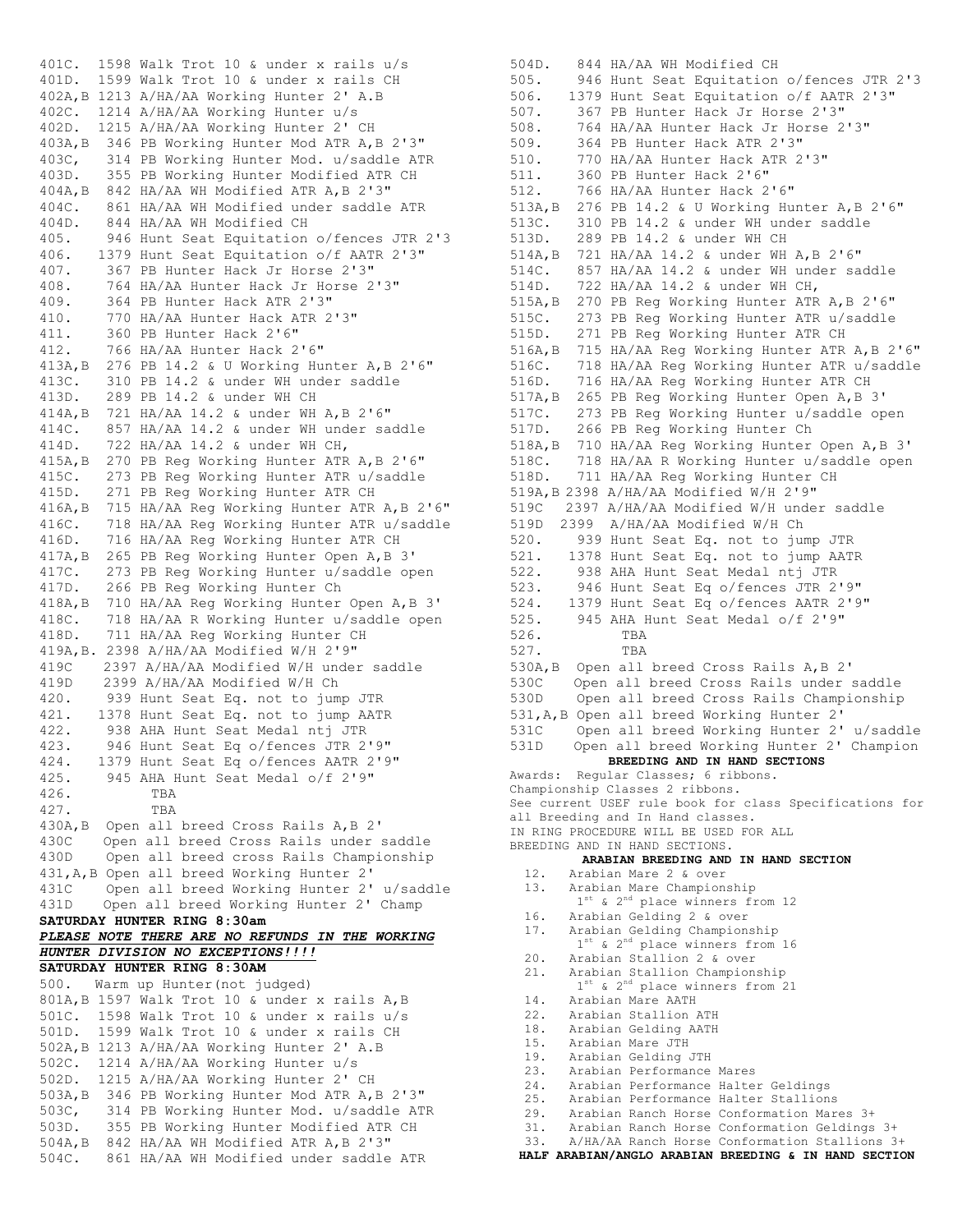401C. 1598 Walk Trot 10 & under x rails u/s
401D. 1599 Walk Trot 10 & under x rails CH
402A,B 1213 A/HA/AA Working Hunter 2' A.B
402C. 1214 A/HA/AA Working Hunter u/s
402D. 1215 A/HA/AA Working Hunter 2' CH
403A,B 346 PB Working Hunter Mod ATR A,B 2'3"
403C, 314 PB Working Hunter Mod. u/saddle ATR
403D. 355 PB Working Hunter Modified ATR CH
404A,B 842 HA/AA WH Modified ATR A,B 2'3"
404C. 861 HA/AA WH Modified under saddle ATR
404D. 844 HA/AA WH Modified CH
405. 946 Hunt Seat Equitation o/fences JTR 2'3
406. 1379 Hunt Seat Equitation o/f AATR 2'3"
407. 367 PB Hunter Hack Jr Horse 2'3"
408. 764 HA/AA Hunter Hack Jr Horse 2'3"
409. 364 PB Hunter Hack ATR 2'3"
410. 770 HA/AA Hunter Hack ATR 2'3"
411. 360 PB Hunter Hack 2'6"
412. 766 HA/AA Hunter Hack 2'6"
413A,B 276 PB 14.2 & U Working Hunter A,B 2'6"
413C. 310 PB 14.2 & under WH under saddle
413D. 289 PB 14.2 & under WH CH
414A,B 721 HA/AA 14.2 & under WH A,B 2'6"
414C. 857 HA/AA 14.2 & under WH under saddle
414D. 722 HA/AA 14.2 & under WH CH,
415A,B 270 PB Reg Working Hunter ATR A,B 2'6"
415C. 273 PB Reg Working Hunter ATR u/saddle
415D. 271 PB Reg Working Hunter ATR CH
416A,B 715 HA/AA Reg Working Hunter ATR A,B 2'6"
416C. 718 HA/AA Reg Working Hunter ATR u/saddle
416D. 716 HA/AA Reg Working Hunter ATR CH
417A,B 265 PB Reg Working Hunter Open A,B 3'
417C. 273 PB Reg Working Hunter u/saddle open
417D. 266 PB Reg Working Hunter Ch
418A,B 710 HA/AA Reg Working Hunter Open A,B 3'
418C. 718 HA/AA R Working Hunter u/saddle open
418D. 711 HA/AA Reg Working Hunter CH
419A,B. 2398 A/HA/AA Modified W/H 2'9"
419C 2397 A/HA/AA Modified W/H under saddle
419D 2399 A/HA/AA Modified W/H Ch
420. 939 Hunt Seat Eq. not to jump JTR
421. 1378 Hunt Seat Eq. not to jump AATR
422. 938 AHA Hunt Seat Medal ntj JTR
423. 946 Hunt Seat Eq o/fences JTR 2'9"
424. 1379 Hunt Seat Eq o/fences AATR 2'9"
425. 945 AHA Hunt Seat Medal o/f 2'9"
426. TBA
427. TBA
430A,B Open all breed Cross Rails A,B 2'
430C Open all breed Cross Rails under saddle
430D Open all breed cross Rails Championship
431,A,B Open all breed Working Hunter 2'
431C Open all breed Working Hunter 2' u/saddle
431D Open all breed Working Hunter 2' Champ

**SATURDAY HUNTER RING 8:30am**

***PLEASE NOTE THERE ARE NO REFUNDS IN THE WORKING HUNTER DIVISION NO EXCEPTIONS!!!!***

**SATURDAY HUNTER RING 8:30AM**

500. Warm up Hunter(not judged)
801A,B 1597 Walk Trot 10 & under x rails A,B
501C. 1598 Walk Trot 10 & under x rails u/s
501D. 1599 Walk Trot 10 & under x rails CH
502A,B 1213 A/HA/AA Working Hunter 2' A.B
502C. 1214 A/HA/AA Working Hunter u/s
502D. 1215 A/HA/AA Working Hunter 2' CH
503A,B 346 PB Working Hunter Mod ATR A,B 2'3"
503C, 314 PB Working Hunter Mod. u/saddle ATR
503D. 355 PB Working Hunter Modified ATR CH
504A,B 842 HA/AA WH Modified ATR A,B 2'3"
504C. 861 HA/AA WH Modified under saddle ATR
504D. 844 HA/AA WH Modified CH
505. 946 Hunt Seat Equitation o/fences JTR 2'3
506. 1379 Hunt Seat Equitation o/f AATR 2'3"
507. 367 PB Hunter Hack Jr Horse 2'3"
508. 764 HA/AA Hunter Hack Jr Horse 2'3"
509. 364 PB Hunter Hack ATR 2'3"
510. 770 HA/AA Hunter Hack ATR 2'3"
511. 360 PB Hunter Hack 2'6"
512. 766 HA/AA Hunter Hack 2'6"
513A,B 276 PB 14.2 & U Working Hunter A,B 2'6"
513C. 310 PB 14.2 & under WH under saddle
513D. 289 PB 14.2 & under WH CH
514A,B 721 HA/AA 14.2 & under WH A,B 2'6"
514C. 857 HA/AA 14.2 & under WH under saddle
514D. 722 HA/AA 14.2 & under WH CH,
515A,B 270 PB Reg Working Hunter ATR A,B 2'6"
515C. 273 PB Reg Working Hunter ATR u/saddle
515D. 271 PB Reg Working Hunter ATR CH
516A,B 715 HA/AA Reg Working Hunter ATR A,B 2'6"
516C. 718 HA/AA Reg Working Hunter ATR u/saddle
516D. 716 HA/AA Reg Working Hunter ATR CH
517A,B 265 PB Reg Working Hunter Open A,B 3'
517C. 273 PB Reg Working Hunter u/saddle open
517D. 266 PB Reg Working Hunter Ch
518A,B 710 HA/AA Reg Working Hunter Open A,B 3'
518C. 718 HA/AA R Working Hunter u/saddle open
518D. 711 HA/AA Reg Working Hunter CH
519A,B 2398 A/HA/AA Modified W/H 2'9"
519C 2397 A/HA/AA Modified W/H under saddle
519D 2399 A/HA/AA Modified W/H Ch
520. 939 Hunt Seat Eq. not to jump JTR
521. 1378 Hunt Seat Eq. not to jump AATR
522. 938 AHA Hunt Seat Medal ntj JTR
523. 946 Hunt Seat Eq o/fences JTR 2'9"
524. 1379 Hunt Seat Eq o/fences AATR 2'9"
525. 945 AHA Hunt Seat Medal o/f 2'9"
526. TBA
527. TBA
530A,B Open all breed Cross Rails A,B 2'
530C Open all breed Cross Rails under saddle
530D Open all breed Cross Rails Championship
531,A,B Open all breed Working Hunter 2'
531C Open all breed Working Hunter 2' u/saddle
531D Open all breed Working Hunter 2' Champion

**BREEDING AND IN HAND SECTIONS**

Awards: Regular Classes; 6 ribbons.
Championship Classes 2 ribbons.
See current USEF rule book for class Specifications for all Breeding and In Hand classes.
IN RING PROCEDURE WILL BE USED FOR ALL BREEDING AND IN HAND SECTIONS.

**ARABIAN BREEDING AND IN HAND SECTION**

12. Arabian Mare 2 & over
13. Arabian Mare Championship
 1st & 2nd place winners from 12
16. Arabian Gelding 2 & over
17. Arabian Gelding Championship
 1st & 2nd place winners from 16
20. Arabian Stallion 2 & over
21. Arabian Stallion Championship
 1st & 2nd place winners from 21
14. Arabian Mare AATH
22. Arabian Stallion ATH
18. Arabian Gelding AATH
15. Arabian Mare JTH
19. Arabian Gelding JTH
23. Arabian Performance Mares
24. Arabian Performance Halter Geldings
25. Arabian Performance Halter Stallions
29. Arabian Ranch Horse Conformation Mares 3+
31. Arabian Ranch Horse Conformation Geldings 3+
33. A/HA/AA Ranch Horse Conformation Stallions 3+

**HALF ARABIAN/ANGLO ARABIAN BREEDING & IN HAND SECTION**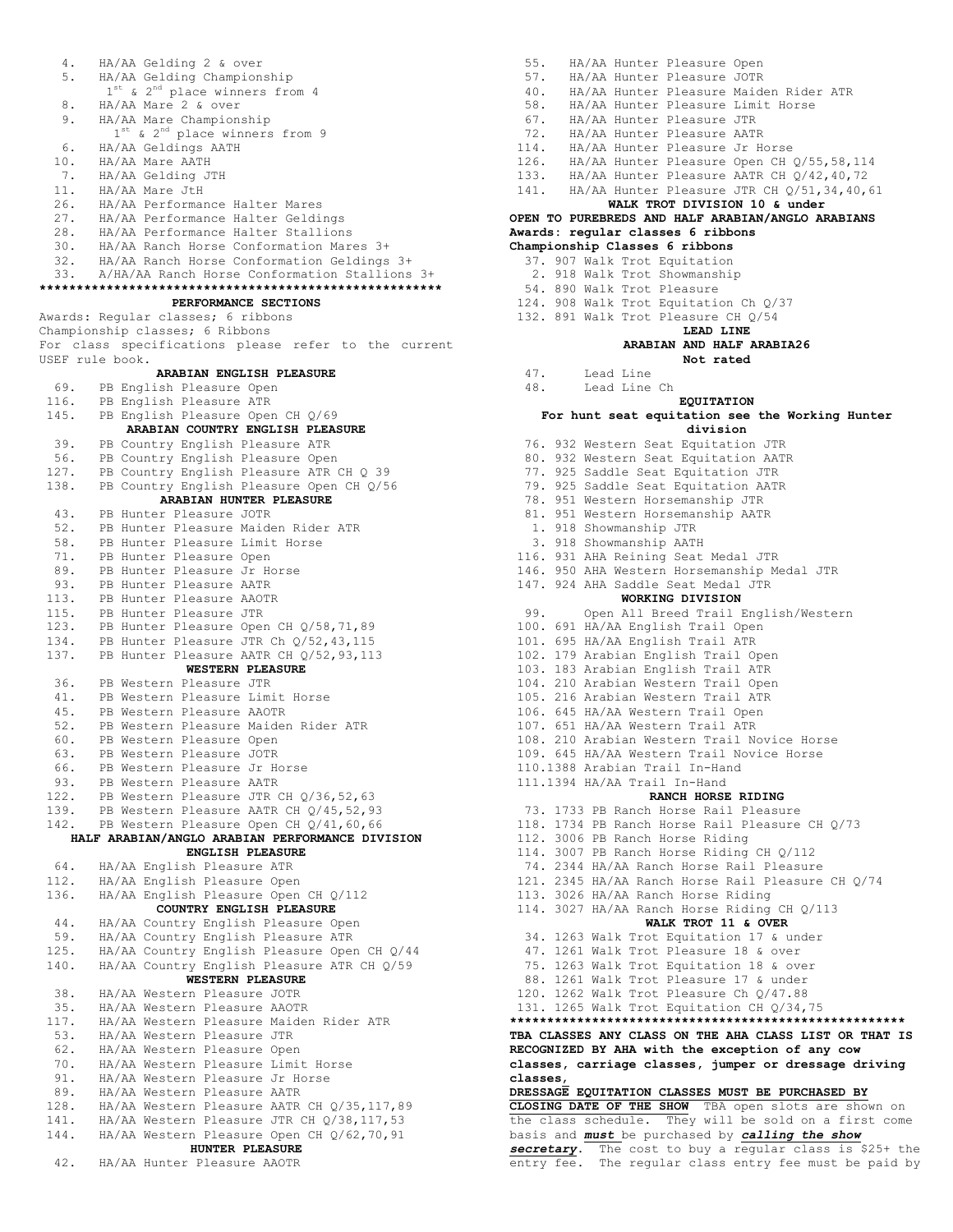4. HA/AA Gelding 2 & over
5. HA/AA Gelding Championship
   1st & 2nd place winners from 4
8. HA/AA Mare 2 & over
9. HA/AA Mare Championship
   1st & 2nd place winners from 9
6. HA/AA Geldings AATH
10. HA/AA Mare AATH
7. HA/AA Gelding JTH
11. HA/AA Mare JtH
26. HA/AA Performance Halter Mares
27. HA/AA Performance Halter Geldings
28. HA/AA Performance Halter Stallions
30. HA/AA Ranch Horse Conformation Mares 3+
32. HA/AA Ranch Horse Conformation Geldings 3+
33. A/HA/AA Ranch Horse Conformation Stallions 3+

*****************************************************

**PERFORMANCE SECTIONS**

Awards: Regular classes; 6 ribbons
Championship classes; 6 Ribbons
For class specifications please refer to the current USEF rule book.

**ARABIAN ENGLISH PLEASURE**

69. PB English Pleasure Open
116. PB English Pleasure ATR
145. PB English Pleasure Open CH Q/69

**ARABIAN COUNTRY ENGLISH PLEASURE**

39. PB Country English Pleasure ATR
56. PB Country English Pleasure Open
127. PB Country English Pleasure ATR CH Q 39
138. PB Country English Pleasure Open CH Q/56

**ARABIAN HUNTER PLEASURE**

43. PB Hunter Pleasure JOTR
52. PB Hunter Pleasure Maiden Rider ATR
58. PB Hunter Pleasure Limit Horse
71. PB Hunter Pleasure Open
89. PB Hunter Pleasure Jr Horse
93. PB Hunter Pleasure AATR
113. PB Hunter Pleasure AAOTR
115. PB Hunter Pleasure JTR
123. PB Hunter Pleasure Open CH Q/58,71,89
134. PB Hunter Pleasure JTR Ch Q/52,43,115
137. PB Hunter Pleasure AATR CH Q/52,93,113

**WESTERN PLEASURE**

36. PB Western Pleasure JTR
41. PB Western Pleasure Limit Horse
45. PB Western Pleasure AAOTR
52. PB Western Pleasure Maiden Rider ATR
60. PB Western Pleasure Open
63. PB Western Pleasure JOTR
66. PB Western Pleasure Jr Horse
93. PB Western Pleasure AATR
122. PB Western Pleasure JTR CH Q/36,52,63
139. PB Western Pleasure AATR CH Q/45,52,93
142. PB Western Pleasure Open CH Q/41,60,66

**HALF ARABIAN/ANGLO ARABIAN PERFORMANCE DIVISION**

**ENGLISH PLEASURE**

64. HA/AA English Pleasure ATR
112. HA/AA English Pleasure Open
136. HA/AA English Pleasure Open CH Q/112

**COUNTRY ENGLISH PLEASURE**

44. HA/AA Country English Pleasure Open
59. HA/AA Country English Pleasure ATR
125. HA/AA Country English Pleasure Open CH Q/44
140. HA/AA Country English Pleasure ATR CH Q/59

**WESTERN PLEASURE**

38. HA/AA Western Pleasure JOTR
35. HA/AA Western Pleasure AAOTR
117. HA/AA Western Pleasure Maiden Rider ATR
53. HA/AA Western Pleasure JTR
62. HA/AA Western Pleasure Open
70. HA/AA Western Pleasure Limit Horse
91. HA/AA Western Pleasure Jr Horse
89. HA/AA Western Pleasure AATR
128. HA/AA Western Pleasure AATR CH Q/35,117,89
141. HA/AA Western Pleasure JTR CH Q/38,117,53
144. HA/AA Western Pleasure Open CH Q/62,70,91

**HUNTER PLEASURE**

42. HA/AA Hunter Pleasure AAOTR
55. HA/AA Hunter Pleasure Open
57. HA/AA Hunter Pleasure JOTR
40. HA/AA Hunter Pleasure Maiden Rider ATR
58. HA/AA Hunter Pleasure Limit Horse
67. HA/AA Hunter Pleasure JTR
72. HA/AA Hunter Pleasure AATR
114. HA/AA Hunter Pleasure Jr Horse
126. HA/AA Hunter Pleasure Open CH Q/55,58,114
133. HA/AA Hunter Pleasure AATR CH Q/42,40,72
141. HA/AA Hunter Pleasure JTR CH Q/51,34,40,61

**WALK TROT DIVISION 10 & under**

**OPEN TO PUREBREDS AND HALF ARABIAN/ANGLO ARABIANS**

**Awards: regular classes 6 ribbons**

**Championship Classes 6 ribbons**

37. 907 Walk Trot Equitation
2. 918 Walk Trot Showmanship
54. 890 Walk Trot Pleasure
124. 908 Walk Trot Equitation Ch Q/37
132. 891 Walk Trot Pleasure CH Q/54

**LEAD LINE**

**ARABIAN AND HALF ARABIA26**

**Not rated**

47. Lead Line
48. Lead Line Ch

**EQUITATION**

**For hunt seat equitation see the Working Hunter division**

76. 932 Western Seat Equitation JTR
80. 932 Western Seat Equitation AATR
77. 925 Saddle Seat Equitation JTR
79. 925 Saddle Seat Equitation AATR
78. 951 Western Horsemanship JTR
81. 951 Western Horsemanship AATR
1. 918 Showmanship JTR
3. 918 Showmanship AATH
116. 931 AHA Reining Seat Medal JTR
146. 950 AHA Western Horsemanship Medal JTR
147. 924 AHA Saddle Seat Medal JTR

**WORKING DIVISION**

99. Open All Breed Trail English/Western
100. 691 HA/AA English Trail Open
101. 695 HA/AA English Trail ATR
102. 179 Arabian English Trail Open
103. 183 Arabian English Trail ATR
104. 210 Arabian Western Trail Open
105. 216 Arabian Western Trail ATR
106. 645 HA/AA Western Trail Open
107. 651 HA/AA Western Trail ATR
108. 210 Arabian Western Trail Novice Horse
109. 645 HA/AA Western Trail Novice Horse
110. 1388 Arabian Trail In-Hand
111. 1394 HA/AA Trail In-Hand

**RANCH HORSE RIDING**

73. 1733 PB Ranch Horse Rail Pleasure
118. 1734 PB Ranch Horse Rail Pleasure CH Q/73
112. 3006 PB Ranch Horse Riding
114. 3007 PB Ranch Horse Riding CH Q/112
74. 2344 HA/AA Ranch Horse Rail Pleasure
121. 2345 HA/AA Ranch Horse Rail Pleasure CH Q/74
113. 3026 HA/AA Ranch Horse Riding
114. 3027 HA/AA Ranch Horse Riding CH Q/113

**WALK TROT 11 & OVER**

34. 1263 Walk Trot Equitation 17 & under
47. 1261 Walk Trot Pleasure 18 & over
75. 1263 Walk Trot Equitation 18 & over
88. 1261 Walk Trot Pleasure 17 & under
120. 1262 Walk Trot Pleasure Ch Q/47.88
131. 1265 Walk Trot Equitation CH Q/34,75

*****************************************************

**TBA CLASSES ANY CLASS ON THE AHA CLASS LIST OR THAT IS RECOGNIZED BY AHA with the exception of any cow classes, carriage classes, jumper or dressage driving classes,**

**DRESSAGE EQUITATION CLASSES MUST BE PURCHASED BY CLOSING DATE OF THE SHOW** TBA open slots are shown on the class schedule. They will be sold on a first come basis and ***must*** be purchased by ***calling the show secretary***. The cost to buy a regular class is $25+ the entry fee. The regular class entry fee must be paid by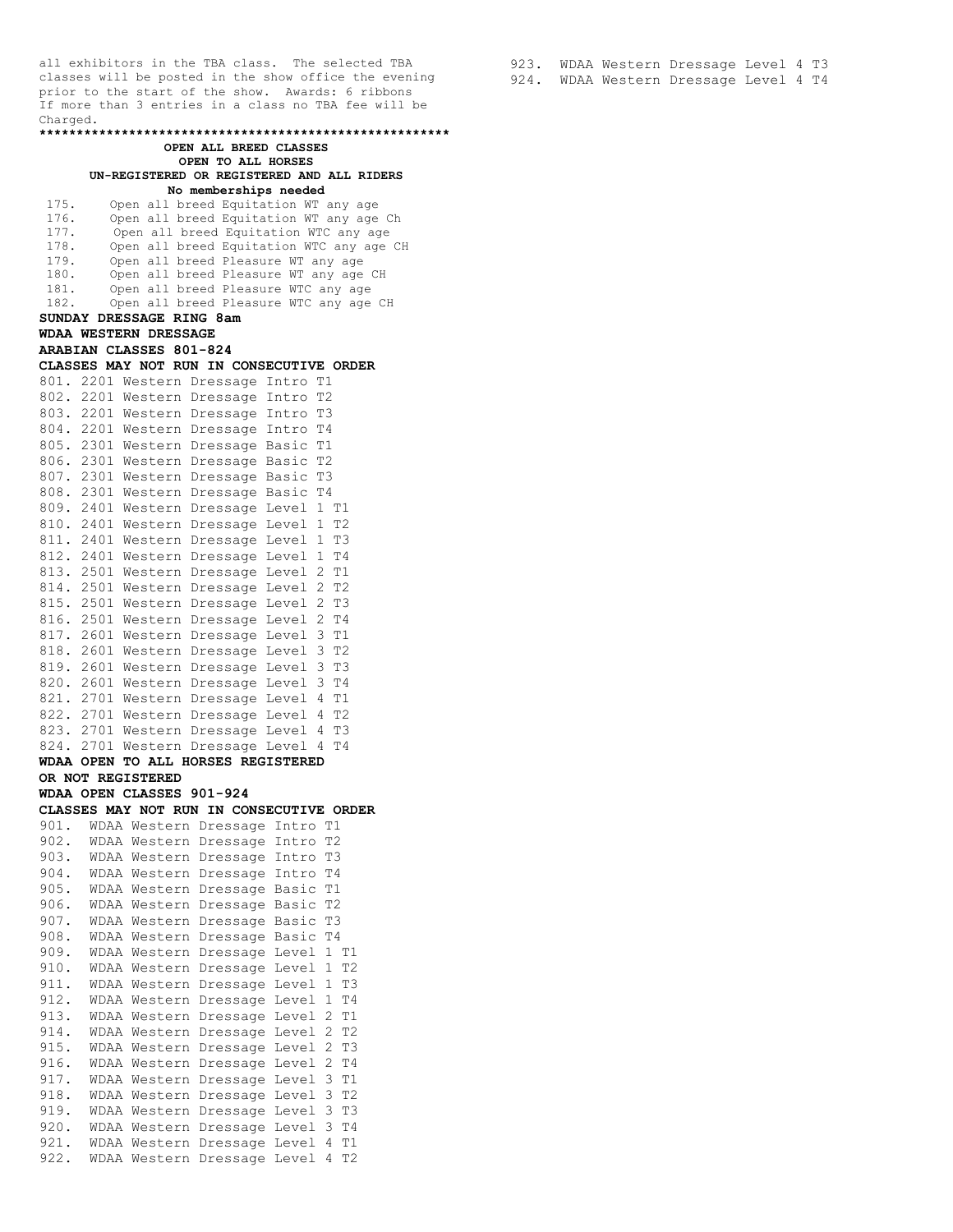all exhibitors in the TBA class. The selected TBA classes will be posted in the show office the evening prior to the start of the show. Awards: 6 ribbons If more than 3 entries in a class no TBA fee will be Charged.

*******************************************************

**OPEN ALL BREED CLASSES**
**OPEN TO ALL HORSES**
**UN-REGISTERED OR REGISTERED AND ALL RIDERS**
**No memberships needed**

175. Open all breed Equitation WT any age
176. Open all breed Equitation WT any age Ch
177. Open all breed Equitation WTC any age
178. Open all breed Equitation WTC any age CH
179. Open all breed Pleasure WT any age
180. Open all breed Pleasure WT any age CH
181. Open all breed Pleasure WTC any age
182. Open all breed Pleasure WTC any age CH

**SUNDAY DRESSAGE RING 8am**

**WDAA WESTERN DRESSAGE**

**ARABIAN CLASSES 801-824**

**CLASSES MAY NOT RUN IN CONSECUTIVE ORDER**

801. 2201 Western Dressage Intro T1
802. 2201 Western Dressage Intro T2
803. 2201 Western Dressage Intro T3
804. 2201 Western Dressage Intro T4
805. 2301 Western Dressage Basic T1
806. 2301 Western Dressage Basic T2
807. 2301 Western Dressage Basic T3
808. 2301 Western Dressage Basic T4
809. 2401 Western Dressage Level 1 T1
810. 2401 Western Dressage Level 1 T2
811. 2401 Western Dressage Level 1 T3
812. 2401 Western Dressage Level 1 T4
813. 2501 Western Dressage Level 2 T1
814. 2501 Western Dressage Level 2 T2
815. 2501 Western Dressage Level 2 T3
816. 2501 Western Dressage Level 2 T4
817. 2601 Western Dressage Level 3 T1
818. 2601 Western Dressage Level 3 T2
819. 2601 Western Dressage Level 3 T3
820. 2601 Western Dressage Level 3 T4
821. 2701 Western Dressage Level 4 T1
822. 2701 Western Dressage Level 4 T2
823. 2701 Western Dressage Level 4 T3
824. 2701 Western Dressage Level 4 T4

**WDAA OPEN TO ALL HORSES REGISTERED OR NOT REGISTERED**

**WDAA OPEN CLASSES 901-924**

**CLASSES MAY NOT RUN IN CONSECUTIVE ORDER**

901. WDAA Western Dressage Intro T1
902. WDAA Western Dressage Intro T2
903. WDAA Western Dressage Intro T3
904. WDAA Western Dressage Intro T4
905. WDAA Western Dressage Basic T1
906. WDAA Western Dressage Basic T2
907. WDAA Western Dressage Basic T3
908. WDAA Western Dressage Basic T4
909. WDAA Western Dressage Level 1 T1
910. WDAA Western Dressage Level 1 T2
911. WDAA Western Dressage Level 1 T3
912. WDAA Western Dressage Level 1 T4
913. WDAA Western Dressage Level 2 T1
914. WDAA Western Dressage Level 2 T2
915. WDAA Western Dressage Level 2 T3
916. WDAA Western Dressage Level 2 T4
917. WDAA Western Dressage Level 3 T1
918. WDAA Western Dressage Level 3 T2
919. WDAA Western Dressage Level 3 T3
920. WDAA Western Dressage Level 3 T4
921. WDAA Western Dressage Level 4 T1
922. WDAA Western Dressage Level 4 T2
923. WDAA Western Dressage Level 4 T3
924. WDAA Western Dressage Level 4 T4